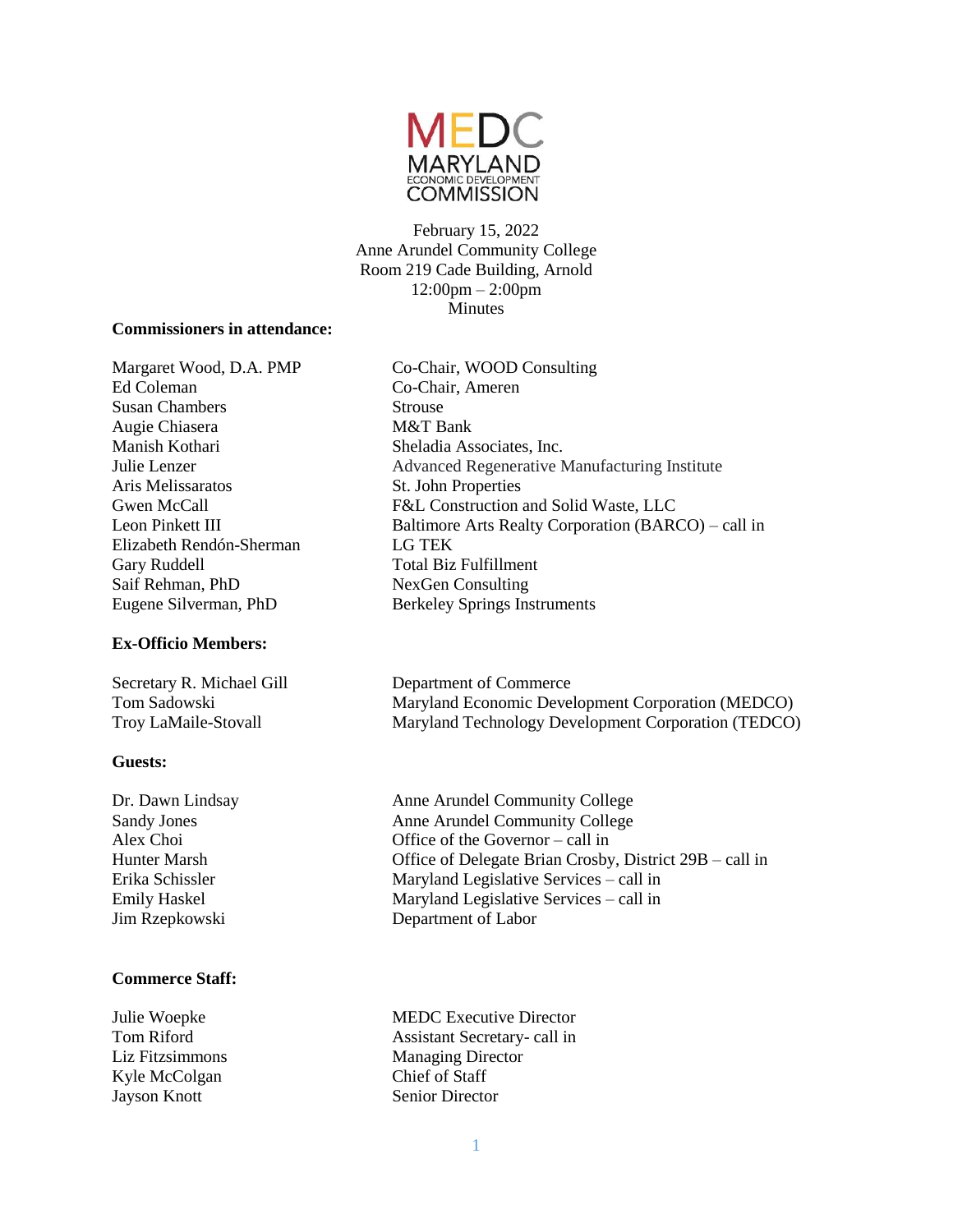# MEDC MARYLAND ECONOMIC DEVELOPMENT COMMISSION

February 15, 2022
Anne Arundel Community College
Room 219 Cade Building, Arnold
12:00pm – 2:00pm
Minutes

**Commissioners in attendance:**

| | |
|---|---|
| Margaret Wood, D.A. PMP | Co-Chair, WOOD Consulting |
| Ed Coleman | Co-Chair, Ameren |
| Susan Chambers | Strouse |
| Augie Chiasera | M&T Bank |
| Manish Kothari | Sheladia Associates, Inc. |
| Julie Lenzer | Advanced Regenerative Manufacturing Institute |
| Aris Melissaratos | St. John Properties |
| Gwen McCall | F&L Construction and Solid Waste, LLC |
| Leon Pinkett III | Baltimore Arts Realty Corporation (BARCO) – call in |
| Elizabeth Rendón-Sherman | LG TEK |
| Gary Ruddell | Total Biz Fulfillment |
| Saif Rehman, PhD | NexGen Consulting |
| Eugene Silverman, PhD | Berkeley Springs Instruments |

**Ex-Officio Members:**

| | |
|---|---|
| Secretary R. Michael Gill | Department of Commerce |
| Tom Sadowski | Maryland Economic Development Corporation (MEDCO) |
| Troy LaMaile-Stovall | Maryland Technology Development Corporation (TEDCO) |

**Guests:**

| | |
|---|---|
| Dr. Dawn Lindsay | Anne Arundel Community College |
| Sandy Jones | Anne Arundel Community College |
| Alex Choi | Office of the Governor – call in |
| Hunter Marsh | Office of Delegate Brian Crosby, District 29B – call in |
| Erika Schissler | Maryland Legislative Services – call in |
| Emily Haskel | Maryland Legislative Services – call in |
| Jim Rzepkowski | Department of Labor |

**Commerce Staff:**

| | |
|---|---|
| Julie Woepke | MEDC Executive Director |
| Tom Riford | Assistant Secretary- call in |
| Liz Fitzsimmons | Managing Director |
| Kyle McColgan | Chief of Staff |
| Jayson Knott | Senior Director |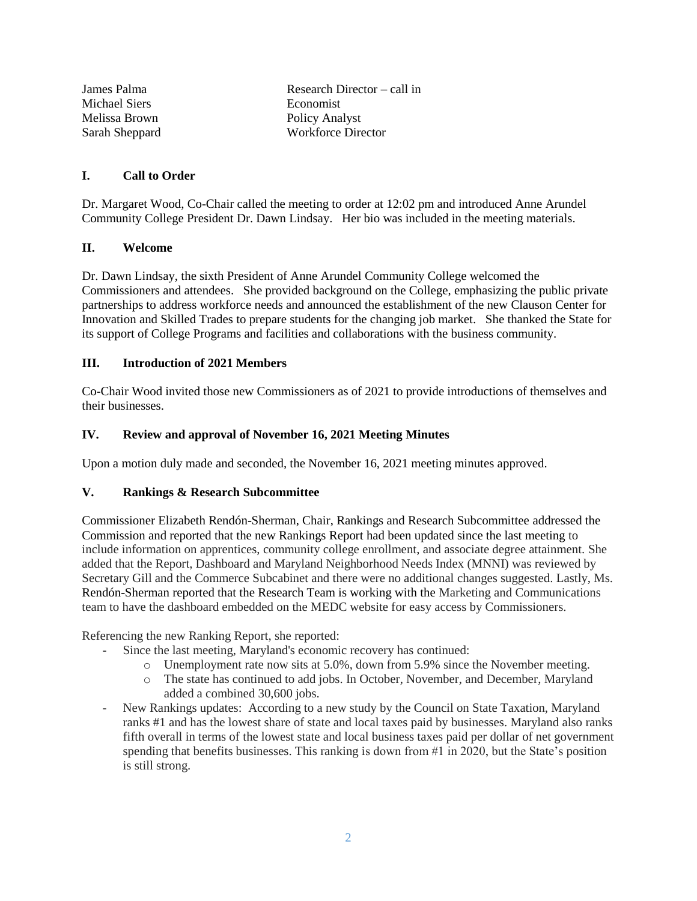| | |
|---|---|
| James Palma | Research Director – call in |
| Michael Siers | Economist |
| Melissa Brown | Policy Analyst |
| Sarah Sheppard | Workforce Director |

## I. Call to Order

Dr. Margaret Wood, Co-Chair called the meeting to order at 12:02 pm and introduced Anne Arundel Community College President Dr. Dawn Lindsay. Her bio was included in the meeting materials.

## II. Welcome

Dr. Dawn Lindsay, the sixth President of Anne Arundel Community College welcomed the Commissioners and attendees. She provided background on the College, emphasizing the public private partnerships to address workforce needs and announced the establishment of the new Clauson Center for Innovation and Skilled Trades to prepare students for the changing job market. She thanked the State for its support of College Programs and facilities and collaborations with the business community.

## III. Introduction of 2021 Members

Co-Chair Wood invited those new Commissioners as of 2021 to provide introductions of themselves and their businesses.

## IV. Review and approval of November 16, 2021 Meeting Minutes

Upon a motion duly made and seconded, the November 16, 2021 meeting minutes approved.

## V. Rankings & Research Subcommittee

Commissioner Elizabeth Rendón-Sherman, Chair, Rankings and Research Subcommittee addressed the Commission and reported that the new Rankings Report had been updated since the last meeting to include information on apprentices, community college enrollment, and associate degree attainment. She added that the Report, Dashboard and Maryland Neighborhood Needs Index (MNNI) was reviewed by Secretary Gill and the Commerce Subcabinet and there were no additional changes suggested. Lastly, Ms. Rendón-Sherman reported that the Research Team is working with the Marketing and Communications team to have the dashboard embedded on the MEDC website for easy access by Commissioners.

Referencing the new Ranking Report, she reported:

- Since the last meeting, Maryland's economic recovery has continued:
  - Unemployment rate now sits at 5.0%, down from 5.9% since the November meeting.
  - The state has continued to add jobs. In October, November, and December, Maryland added a combined 30,600 jobs.
- New Rankings updates: According to a new study by the Council on State Taxation, Maryland ranks #1 and has the lowest share of state and local taxes paid by businesses. Maryland also ranks fifth overall in terms of the lowest state and local business taxes paid per dollar of net government spending that benefits businesses. This ranking is down from #1 in 2020, but the State's position is still strong.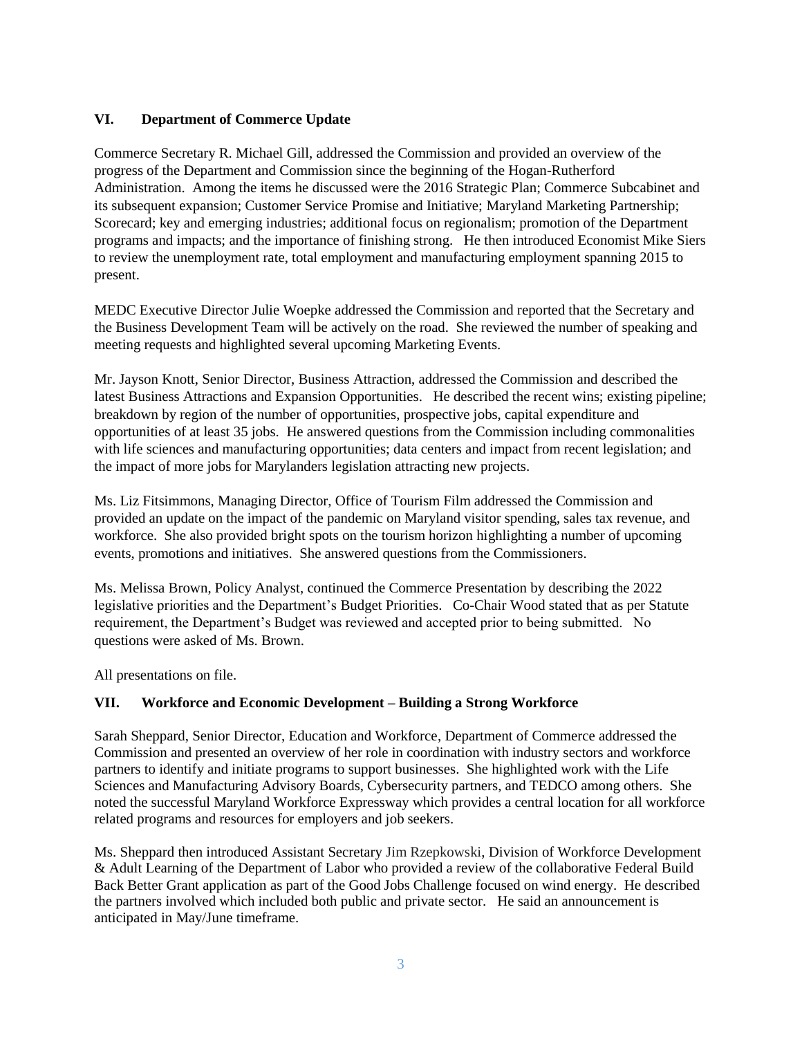### VI. Department of Commerce Update

Commerce Secretary R. Michael Gill, addressed the Commission and provided an overview of the progress of the Department and Commission since the beginning of the Hogan-Rutherford Administration. Among the items he discussed were the 2016 Strategic Plan; Commerce Subcabinet and its subsequent expansion; Customer Service Promise and Initiative; Maryland Marketing Partnership; Scorecard; key and emerging industries; additional focus on regionalism; promotion of the Department programs and impacts; and the importance of finishing strong. He then introduced Economist Mike Siers to review the unemployment rate, total employment and manufacturing employment spanning 2015 to present.

MEDC Executive Director Julie Woepke addressed the Commission and reported that the Secretary and the Business Development Team will be actively on the road. She reviewed the number of speaking and meeting requests and highlighted several upcoming Marketing Events.

Mr. Jayson Knott, Senior Director, Business Attraction, addressed the Commission and described the latest Business Attractions and Expansion Opportunities. He described the recent wins; existing pipeline; breakdown by region of the number of opportunities, prospective jobs, capital expenditure and opportunities of at least 35 jobs. He answered questions from the Commission including commonalities with life sciences and manufacturing opportunities; data centers and impact from recent legislation; and the impact of more jobs for Marylanders legislation attracting new projects.

Ms. Liz Fitsimmons, Managing Director, Office of Tourism Film addressed the Commission and provided an update on the impact of the pandemic on Maryland visitor spending, sales tax revenue, and workforce. She also provided bright spots on the tourism horizon highlighting a number of upcoming events, promotions and initiatives. She answered questions from the Commissioners.

Ms. Melissa Brown, Policy Analyst, continued the Commerce Presentation by describing the 2022 legislative priorities and the Department's Budget Priorities. Co-Chair Wood stated that as per Statute requirement, the Department's Budget was reviewed and accepted prior to being submitted. No questions were asked of Ms. Brown.

All presentations on file.

### VII. Workforce and Economic Development – Building a Strong Workforce

Sarah Sheppard, Senior Director, Education and Workforce, Department of Commerce addressed the Commission and presented an overview of her role in coordination with industry sectors and workforce partners to identify and initiate programs to support businesses. She highlighted work with the Life Sciences and Manufacturing Advisory Boards, Cybersecurity partners, and TEDCO among others. She noted the successful Maryland Workforce Expressway which provides a central location for all workforce related programs and resources for employers and job seekers.

Ms. Sheppard then introduced Assistant Secretary Jim Rzepkowski, Division of Workforce Development & Adult Learning of the Department of Labor who provided a review of the collaborative Federal Build Back Better Grant application as part of the Good Jobs Challenge focused on wind energy. He described the partners involved which included both public and private sector. He said an announcement is anticipated in May/June timeframe.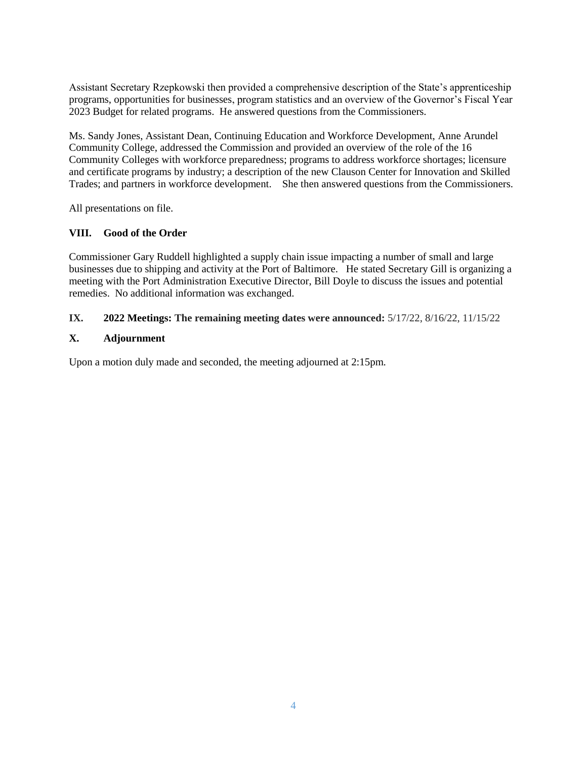Assistant Secretary Rzepkowski then provided a comprehensive description of the State's apprenticeship programs, opportunities for businesses, program statistics and an overview of the Governor's Fiscal Year 2023 Budget for related programs. He answered questions from the Commissioners.

Ms. Sandy Jones, Assistant Dean, Continuing Education and Workforce Development, Anne Arundel Community College, addressed the Commission and provided an overview of the role of the 16 Community Colleges with workforce preparedness; programs to address workforce shortages; licensure and certificate programs by industry; a description of the new Clauson Center for Innovation and Skilled Trades; and partners in workforce development. She then answered questions from the Commissioners.

All presentations on file.

## VIII. Good of the Order

Commissioner Gary Ruddell highlighted a supply chain issue impacting a number of small and large businesses due to shipping and activity at the Port of Baltimore. He stated Secretary Gill is organizing a meeting with the Port Administration Executive Director, Bill Doyle to discuss the issues and potential remedies. No additional information was exchanged.

## IX. 2022 Meetings: The remaining meeting dates were announced: 5/17/22, 8/16/22, 11/15/22

## X. Adjournment

Upon a motion duly made and seconded, the meeting adjourned at 2:15pm.